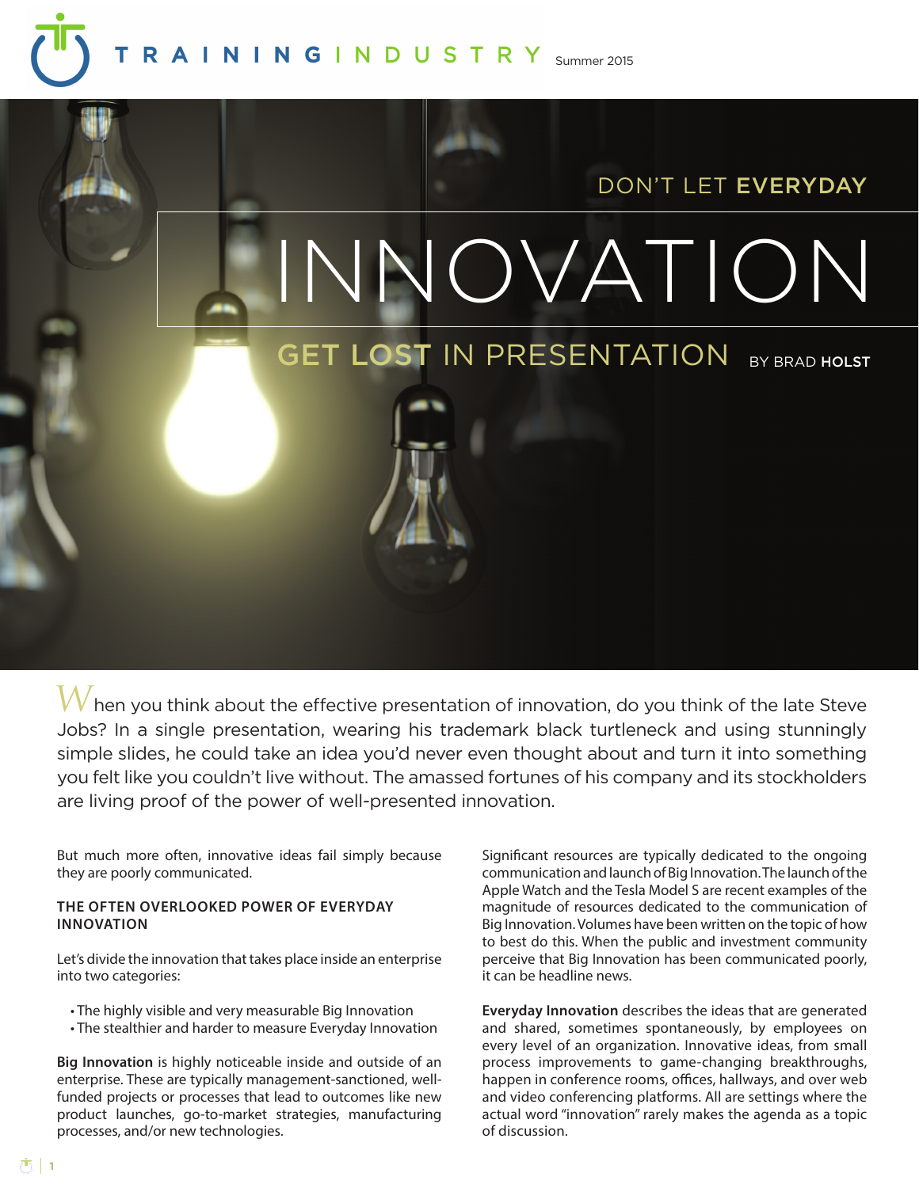# DON'T LET EVERYDAY INNOVATION GET LOST IN PRESENTATION

BY BRAD HOLST

When you think about the effective presentation of innovation, do you think of the late Steve Jobs? In a single presentation, wearing his trademark black turtleneck and using stunningly simple slides, he could take an idea you'd never even thought about and turn it into something you felt like you couldn't live without. The amassed fortunes of his company and its stockholders are living proof of the power of well-presented innovation.

But much more often, innovative ideas fail simply because they are poorly communicated.

## THE OFTEN OVERLOOKED POWER OF EVERYDAY INNOVATION

Let's divide the innovation that takes place inside an enterprise into two categories:

- The highly visible and very measurable Big Innovation
- The stealthier and harder to measure Everyday Innovation

**Big Innovation** is highly noticeable inside and outside of an enterprise. These are typically management-sanctioned, well-funded projects or processes that lead to outcomes like new product launches, go-to-market strategies, manufacturing processes, and/or new technologies.

Significant resources are typically dedicated to the ongoing communication and launch of Big Innovation. The launch of the Apple Watch and the Tesla Model S are recent examples of the magnitude of resources dedicated to the communication of Big Innovation. Volumes have been written on the topic of how to best do this. When the public and investment community perceive that Big Innovation has been communicated poorly, it can be headline news.

**Everyday Innovation** describes the ideas that are generated and shared, sometimes spontaneously, by employees on every level of an organization. Innovative ideas, from small process improvements to game-changing breakthroughs, happen in conference rooms, offices, hallways, and over web and video conferencing platforms. All are settings where the actual word "innovation" rarely makes the agenda as a topic of discussion.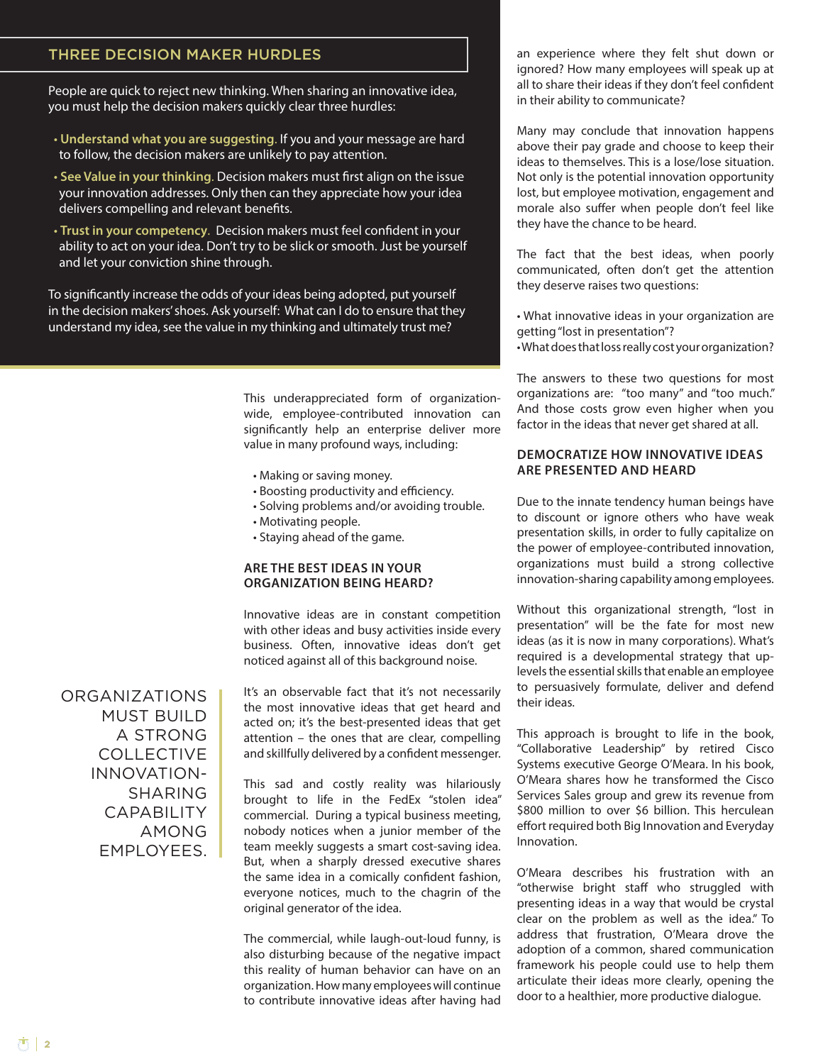## THREE DECISION MAKER HURDLES

People are quick to reject new thinking. When sharing an innovative idea, you must help the decision makers quickly clear three hurdles:

- **Understand what you are suggesting**. If you and your message are hard to follow, the decision makers are unlikely to pay attention.
- **See Value in your thinking**. Decision makers must first align on the issue your innovation addresses. Only then can they appreciate how your idea delivers compelling and relevant benefits.
- **Trust in your competency**. Decision makers must feel confident in your ability to act on your idea. Don't try to be slick or smooth. Just be yourself and let your conviction shine through.

To significantly increase the odds of your ideas being adopted, put yourself in the decision makers' shoes. Ask yourself: What can I do to ensure that they understand my idea, see the value in my thinking and ultimately trust me?

This underappreciated form of organization-wide, employee-contributed innovation can significantly help an enterprise deliver more value in many profound ways, including:

- Making or saving money.
- Boosting productivity and efficiency.
- Solving problems and/or avoiding trouble.
- Motivating people.
- Staying ahead of the game.

### ARE THE BEST IDEAS IN YOUR ORGANIZATION BEING HEARD?

Innovative ideas are in constant competition with other ideas and busy activities inside every business. Often, innovative ideas don't get noticed against all of this background noise.

It's an observable fact that it's not necessarily the most innovative ideas that get heard and acted on; it's the best-presented ideas that get attention – the ones that are clear, compelling and skillfully delivered by a confident messenger.

> ORGANIZATIONS MUST BUILD A STRONG COLLECTIVE INNOVATION-SHARING CAPABILITY AMONG EMPLOYEES.

This sad and costly reality was hilariously brought to life in the FedEx "stolen idea" commercial. During a typical business meeting, nobody notices when a junior member of the team meekly suggests a smart cost-saving idea. But, when a sharply dressed executive shares the same idea in a comically confident fashion, everyone notices, much to the chagrin of the original generator of the idea.

The commercial, while laugh-out-loud funny, is also disturbing because of the negative impact this reality of human behavior can have on an organization. How many employees will continue to contribute innovative ideas after having had an experience where they felt shut down or ignored? How many employees will speak up at all to share their ideas if they don't feel confident in their ability to communicate?

Many may conclude that innovation happens above their pay grade and choose to keep their ideas to themselves. This is a lose/lose situation. Not only is the potential innovation opportunity lost, but employee motivation, engagement and morale also suffer when people don't feel like they have the chance to be heard.

The fact that the best ideas, when poorly communicated, often don't get the attention they deserve raises two questions:

- What innovative ideas in your organization are getting "lost in presentation"?
- What does that loss really cost your organization?

The answers to these two questions for most organizations are: "too many" and "too much." And those costs grow even higher when you factor in the ideas that never get shared at all.

### DEMOCRATIZE HOW INNOVATIVE IDEAS ARE PRESENTED AND HEARD

Due to the innate tendency human beings have to discount or ignore others who have weak presentation skills, in order to fully capitalize on the power of employee-contributed innovation, organizations must build a strong collective innovation-sharing capability among employees.

Without this organizational strength, "lost in presentation" will be the fate for most new ideas (as it is now in many corporations). What's required is a developmental strategy that up-levels the essential skills that enable an employee to persuasively formulate, deliver and defend their ideas.

This approach is brought to life in the book, "Collaborative Leadership" by retired Cisco Systems executive George O'Meara. In his book, O'Meara shares how he transformed the Cisco Services Sales group and grew its revenue from $800 million to over $6 billion. This herculean effort required both Big Innovation and Everyday Innovation.

O'Meara describes his frustration with an "otherwise bright staff who struggled with presenting ideas in a way that would be crystal clear on the problem as well as the idea." To address that frustration, O'Meara drove the adoption of a common, shared communication framework his people could use to help them articulate their ideas more clearly, opening the door to a healthier, more productive dialogue.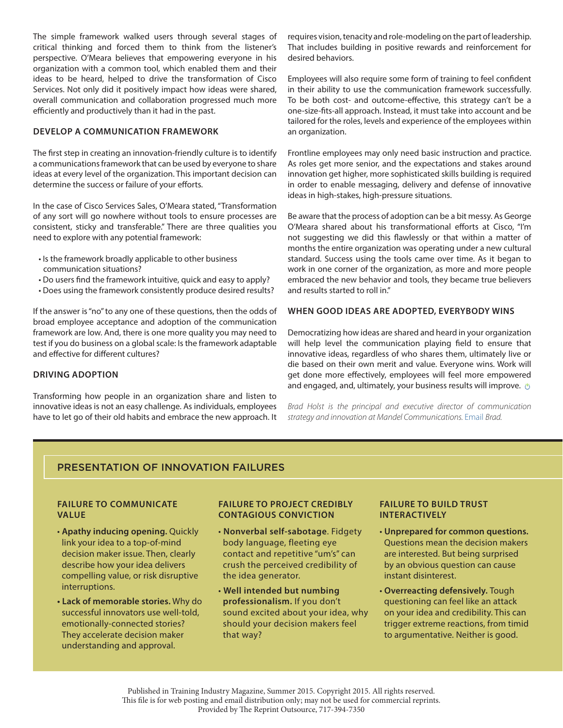The simple framework walked users through several stages of critical thinking and forced them to think from the listener's perspective. O'Meara believes that empowering everyone in his organization with a common tool, which enabled them and their ideas to be heard, helped to drive the transformation of Cisco Services. Not only did it positively impact how ideas were shared, overall communication and collaboration progressed much more efficiently and productively than it had in the past.

## DEVELOP A COMMUNICATION FRAMEWORK

The first step in creating an innovation-friendly culture is to identify a communications framework that can be used by everyone to share ideas at every level of the organization. This important decision can determine the success or failure of your efforts.

In the case of Cisco Services Sales, O'Meara stated, "Transformation of any sort will go nowhere without tools to ensure processes are consistent, sticky and transferable." There are three qualities you need to explore with any potential framework:

- Is the framework broadly applicable to other business communication situations?
- Do users find the framework intuitive, quick and easy to apply?
- Does using the framework consistently produce desired results?

If the answer is "no" to any one of these questions, then the odds of broad employee acceptance and adoption of the communication framework are low. And, there is one more quality you may need to test if you do business on a global scale: Is the framework adaptable and effective for different cultures?

## DRIVING ADOPTION

Transforming how people in an organization share and listen to innovative ideas is not an easy challenge. As individuals, employees have to let go of their old habits and embrace the new approach. It requires vision, tenacity and role-modeling on the part of leadership. That includes building in positive rewards and reinforcement for desired behaviors.

Employees will also require some form of training to feel confident in their ability to use the communication framework successfully. To be both cost- and outcome-effective, this strategy can't be a one-size-fits-all approach. Instead, it must take into account and be tailored for the roles, levels and experience of the employees within an organization.

Frontline employees may only need basic instruction and practice. As roles get more senior, and the expectations and stakes around innovation get higher, more sophisticated skills building is required in order to enable messaging, delivery and defense of innovative ideas in high-stakes, high-pressure situations.

Be aware that the process of adoption can be a bit messy. As George O'Meara shared about his transformational efforts at Cisco, "I'm not suggesting we did this flawlessly or that within a matter of months the entire organization was operating under a new cultural standard. Success using the tools came over time. As it began to work in one corner of the organization, as more and more people embraced the new behavior and tools, they became true believers and results started to roll in."

## WHEN GOOD IDEAS ARE ADOPTED, EVERYBODY WINS

Democratizing how ideas are shared and heard in your organization will help level the communication playing field to ensure that innovative ideas, regardless of who shares them, ultimately live or die based on their own merit and value. Everyone wins. Work will get done more effectively, employees will feel more empowered and engaged, and, ultimately, your business results will improve.

*Brad Holst is the principal and executive director of communication strategy and innovation at Mandel Communications. Email Brad.*

## PRESENTATION OF INNOVATION FAILURES

### FAILURE TO COMMUNICATE VALUE

- **Apathy inducing opening.** Quickly link your idea to a top-of-mind decision maker issue. Then, clearly describe how your idea delivers compelling value, or risk disruptive interruptions.
- **Lack of memorable stories.** Why do successful innovators use well-told, emotionally-connected stories? They accelerate decision maker understanding and approval.

### FAILURE TO PROJECT CREDIBLY CONTAGIOUS CONVICTION

- **Nonverbal self-sabotage**. Fidgety body language, fleeting eye contact and repetitive "um's" can crush the perceived credibility of the idea generator.
- **Well intended but numbing professionalism.** If you don't sound excited about your idea, why should your decision makers feel that way?

### FAILURE TO BUILD TRUST INTERACTIVELY

- **Unprepared for common questions.** Questions mean the decision makers are interested. But being surprised by an obvious question can cause instant disinterest.
- **Overreacting defensively.** Tough questioning can feel like an attack on your idea and credibility. This can trigger extreme reactions, from timid to argumentative. Neither is good.

Published in Training Industry Magazine, Summer 2015. Copyright 2015. All rights reserved.
This file is for web posting and email distribution only; may not be used for commercial reprints.
Provided by The Reprint Outsource, 717-394-7350